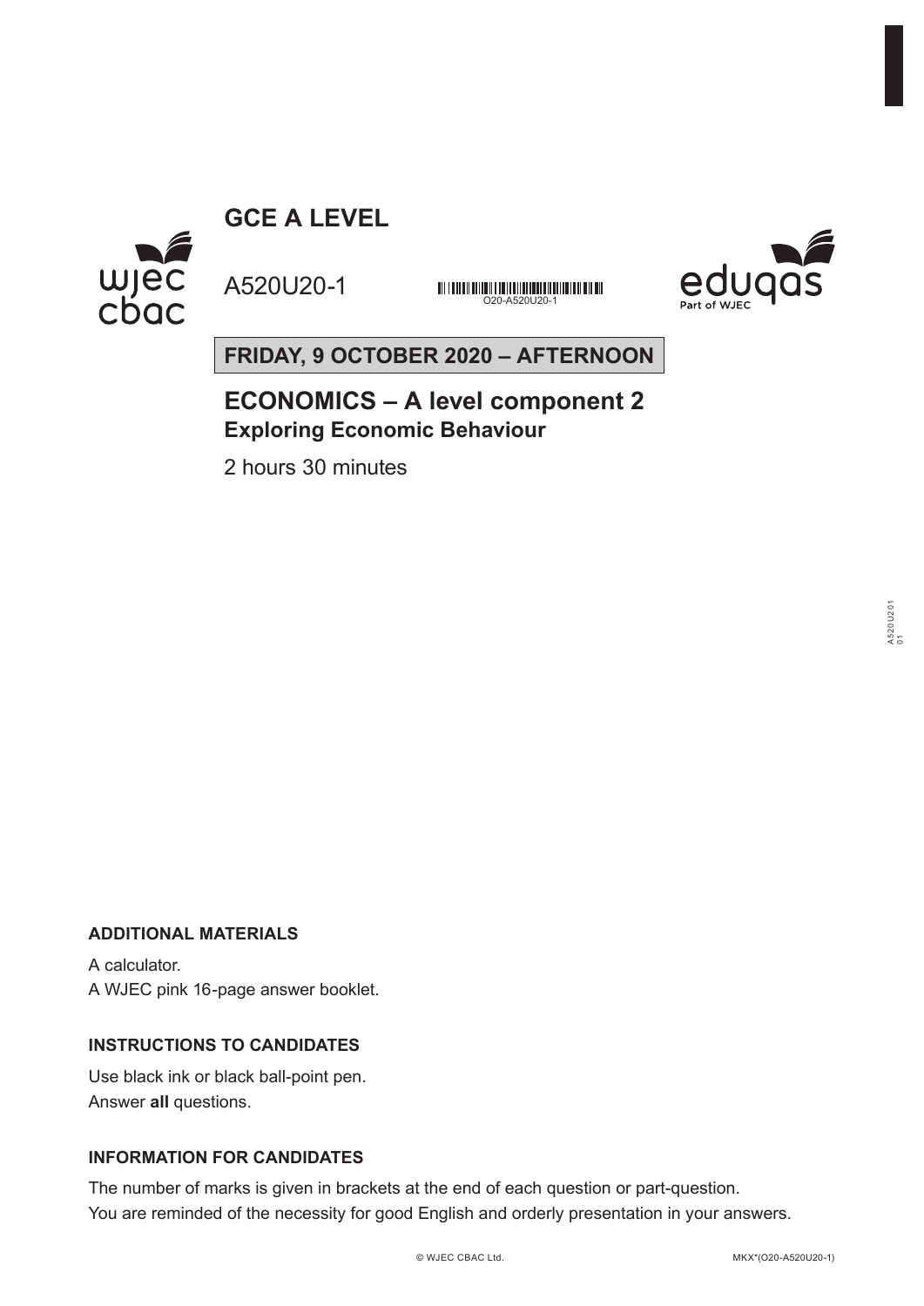# GCE A LEVEL

A520U20-1

O20-A520U20-1

**FRIDAY, 9 OCTOBER 2020 – AFTERNOON**

## ECONOMICS – A level component 2
### Exploring Economic Behaviour

2 hours 30 minutes

**ADDITIONAL MATERIALS**

A calculator.
A WJEC pink 16-page answer booklet.

**INSTRUCTIONS TO CANDIDATES**

Use black ink or black ball-point pen.
Answer **all** questions.

**INFORMATION FOR CANDIDATES**

The number of marks is given in brackets at the end of each question or part-question.
You are reminded of the necessity for good English and orderly presentation in your answers.

© WJEC CBAC Ltd.

MKX*(O20-A520U20-1)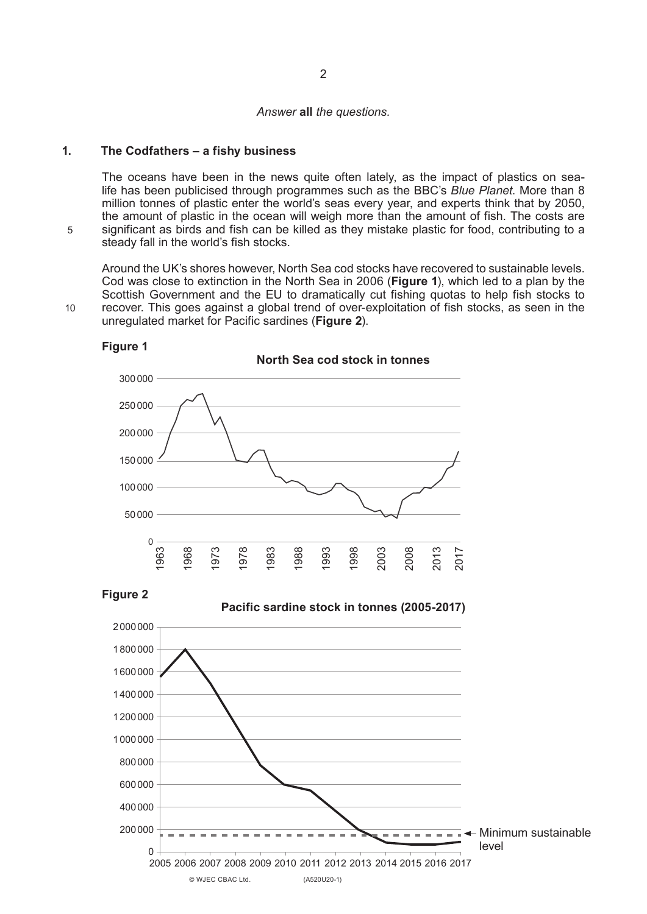*Answer* **all** *the questions.*

## 1. The Codfathers – a fishy business

The oceans have been in the news quite often lately, as the impact of plastics on sea-life has been publicised through programmes such as the BBC's *Blue Planet*. More than 8 million tonnes of plastic enter the world's seas every year, and experts think that by 2050, the amount of plastic in the ocean will weigh more than the amount of fish. The costs are significant as birds and fish can be killed as they mistake plastic for food, contributing to a steady fall in the world's fish stocks.

Around the UK's shores however, North Sea cod stocks have recovered to sustainable levels. Cod was close to extinction in the North Sea in 2006 (**Figure 1**), which led to a plan by the Scottish Government and the EU to dramatically cut fishing quotas to help fish stocks to recover. This goes against a global trend of over-exploitation of fish stocks, as seen in the unregulated market for Pacific sardines (**Figure 2**).

**Figure 1**

**North Sea cod stock in tonnes**

(Line graph: y-axis 0 to 300 000 tonnes; x-axis 1963 to 2017)

**Figure 2**

**Pacific sardine stock in tonnes (2005-2017)**

(Line graph: y-axis 0 to 2 000 000 tonnes; x-axis 2005 to 2017; dashed line labelled "Minimum sustainable level")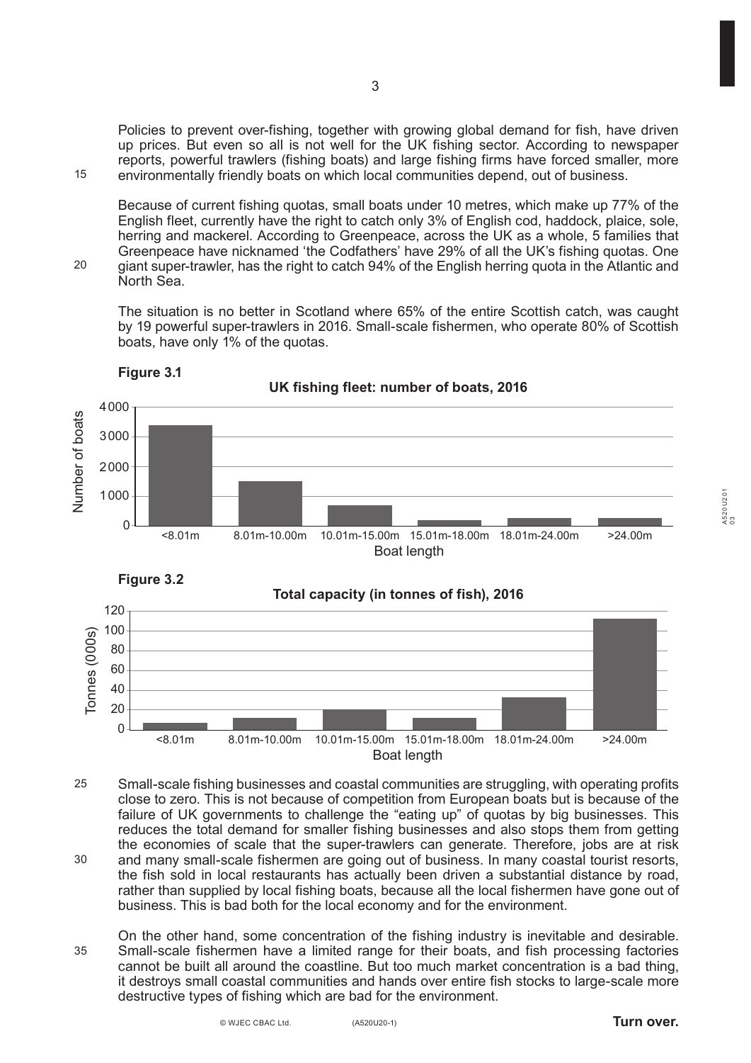Policies to prevent over-fishing, together with growing global demand for fish, have driven up prices. But even so all is not well for the UK fishing sector. According to newspaper reports, powerful trawlers (fishing boats) and large fishing firms have forced smaller, more environmentally friendly boats on which local communities depend, out of business.

Because of current fishing quotas, small boats under 10 metres, which make up 77% of the English fleet, currently have the right to catch only 3% of English cod, haddock, plaice, sole, herring and mackerel. According to Greenpeace, across the UK as a whole, 5 families that Greenpeace have nicknamed 'the Codfathers' have 29% of all the UK's fishing quotas. One giant super-trawler, has the right to catch 94% of the English herring quota in the Atlantic and North Sea.

The situation is no better in Scotland where 65% of the entire Scottish catch, was caught by 19 powerful super-trawlers in 2016. Small-scale fishermen, who operate 80% of Scottish boats, have only 1% of the quotas.

**Figure 3.1**

**UK fishing fleet: number of boats, 2016**

[Bar chart: Number of boats (y-axis, 0–4000) by Boat length (x-axis): <8.01m, 8.01m-10.00m, 10.01m-15.00m, 15.01m-18.00m, 18.01m-24.00m, >24.00m]

**Figure 3.2**

**Total capacity (in tonnes of fish), 2016**

[Bar chart: Tonnes (000s) (y-axis, 0–120) by Boat length (x-axis): <8.01m, 8.01m-10.00m, 10.01m-15.00m, 15.01m-18.00m, 18.01m-24.00m, >24.00m]

Small-scale fishing businesses and coastal communities are struggling, with operating profits close to zero. This is not because of competition from European boats but is because of the failure of UK governments to challenge the "eating up" of quotas by big businesses. This reduces the total demand for smaller fishing businesses and also stops them from getting the economies of scale that the super-trawlers can generate. Therefore, jobs are at risk and many small-scale fishermen are going out of business. In many coastal tourist resorts, the fish sold in local restaurants has actually been driven a substantial distance by road, rather than supplied by local fishing boats, because all the local fishermen have gone out of business. This is bad both for the local economy and for the environment.

On the other hand, some concentration of the fishing industry is inevitable and desirable. Small-scale fishermen have a limited range for their boats, and fish processing factories cannot be built all around the coastline. But too much market concentration is a bad thing, it destroys small coastal communities and hands over entire fish stocks to large-scale more destructive types of fishing which are bad for the environment.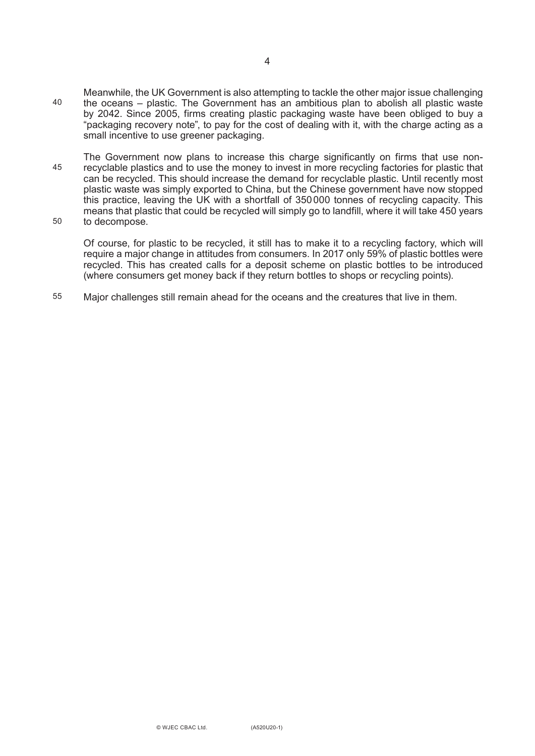Meanwhile, the UK Government is also attempting to tackle the other major issue challenging the oceans – plastic. The Government has an ambitious plan to abolish all plastic waste by 2042. Since 2005, firms creating plastic packaging waste have been obliged to buy a "packaging recovery note", to pay for the cost of dealing with it, with the charge acting as a small incentive to use greener packaging.

The Government now plans to increase this charge significantly on firms that use non-recyclable plastics and to use the money to invest in more recycling factories for plastic that can be recycled. This should increase the demand for recyclable plastic. Until recently most plastic waste was simply exported to China, but the Chinese government have now stopped this practice, leaving the UK with a shortfall of 350 000 tonnes of recycling capacity. This means that plastic that could be recycled will simply go to landfill, where it will take 450 years to decompose.

Of course, for plastic to be recycled, it still has to make it to a recycling factory, which will require a major change in attitudes from consumers. In 2017 only 59% of plastic bottles were recycled. This has created calls for a deposit scheme on plastic bottles to be introduced (where consumers get money back if they return bottles to shops or recycling points).

Major challenges still remain ahead for the oceans and the creatures that live in them.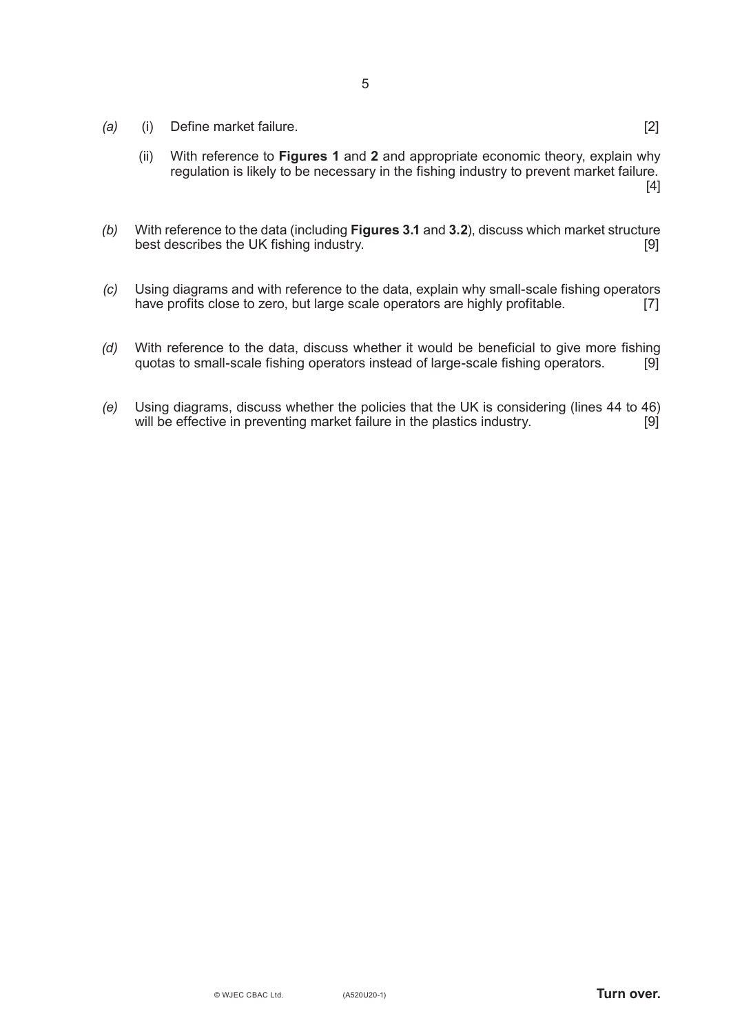*(a)* (i) Define market failure. [2]

(ii) With reference to **Figures 1** and **2** and appropriate economic theory, explain why regulation is likely to be necessary in the fishing industry to prevent market failure. [4]

*(b)* With reference to the data (including **Figures 3.1** and **3.2**), discuss which market structure best describes the UK fishing industry. [9]

*(c)* Using diagrams and with reference to the data, explain why small-scale fishing operators have profits close to zero, but large scale operators are highly profitable. [7]

*(d)* With reference to the data, discuss whether it would be beneficial to give more fishing quotas to small-scale fishing operators instead of large-scale fishing operators. [9]

*(e)* Using diagrams, discuss whether the policies that the UK is considering (lines 44 to 46) will be effective in preventing market failure in the plastics industry. [9]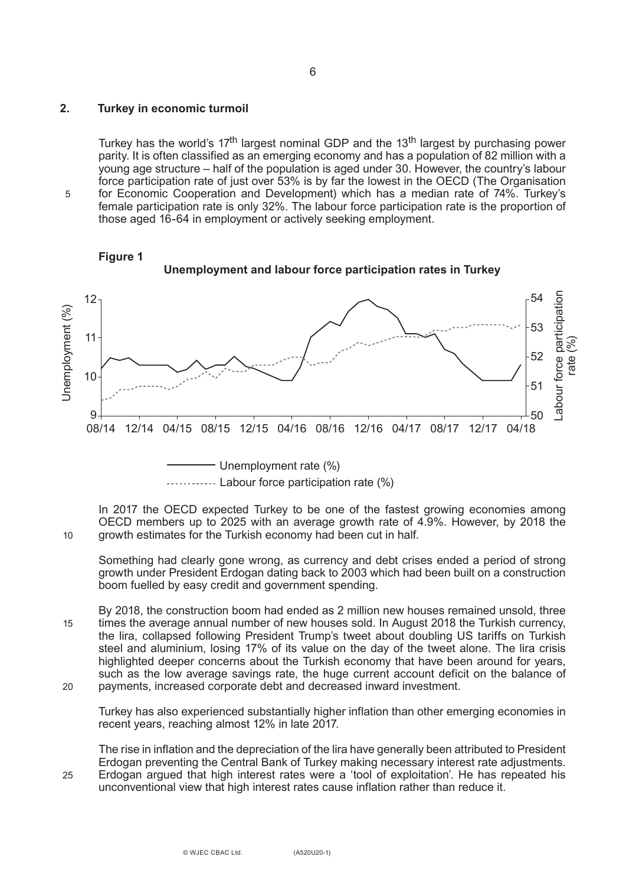## 2. Turkey in economic turmoil

Turkey has the world's 17th largest nominal GDP and the 13th largest by purchasing power parity. It is often classified as an emerging economy and has a population of 82 million with a young age structure – half of the population is aged under 30. However, the country's labour force participation rate of just over 53% is by far the lowest in the OECD (The Organisation for Economic Cooperation and Development) which has a median rate of 74%. Turkey's female participation rate is only 32%. The labour force participation rate is the proportion of those aged 16-64 in employment or actively seeking employment.

**Figure 1**

**Unemployment and labour force participation rates in Turkey**

Unemployment (%) | Labour force participation rate (%)

08/14 12/14 04/15 08/15 12/15 04/16 08/16 12/16 04/17 08/17 12/17 04/18

——— Unemployment rate (%)

- - - - - Labour force participation rate (%)

In 2017 the OECD expected Turkey to be one of the fastest growing economies among OECD members up to 2025 with an average growth rate of 4.9%. However, by 2018 the growth estimates for the Turkish economy had been cut in half.

Something had clearly gone wrong, as currency and debt crises ended a period of strong growth under President Erdogan dating back to 2003 which had been built on a construction boom fuelled by easy credit and government spending.

By 2018, the construction boom had ended as 2 million new houses remained unsold, three times the average annual number of new houses sold. In August 2018 the Turkish currency, the lira, collapsed following President Trump's tweet about doubling US tariffs on Turkish steel and aluminium, losing 17% of its value on the day of the tweet alone. The lira crisis highlighted deeper concerns about the Turkish economy that have been around for years, such as the low average savings rate, the huge current account deficit on the balance of payments, increased corporate debt and decreased inward investment.

Turkey has also experienced substantially higher inflation than other emerging economies in recent years, reaching almost 12% in late 2017.

The rise in inflation and the depreciation of the lira have generally been attributed to President Erdogan preventing the Central Bank of Turkey making necessary interest rate adjustments. Erdogan argued that high interest rates were a 'tool of exploitation'. He has repeated his unconventional view that high interest rates cause inflation rather than reduce it.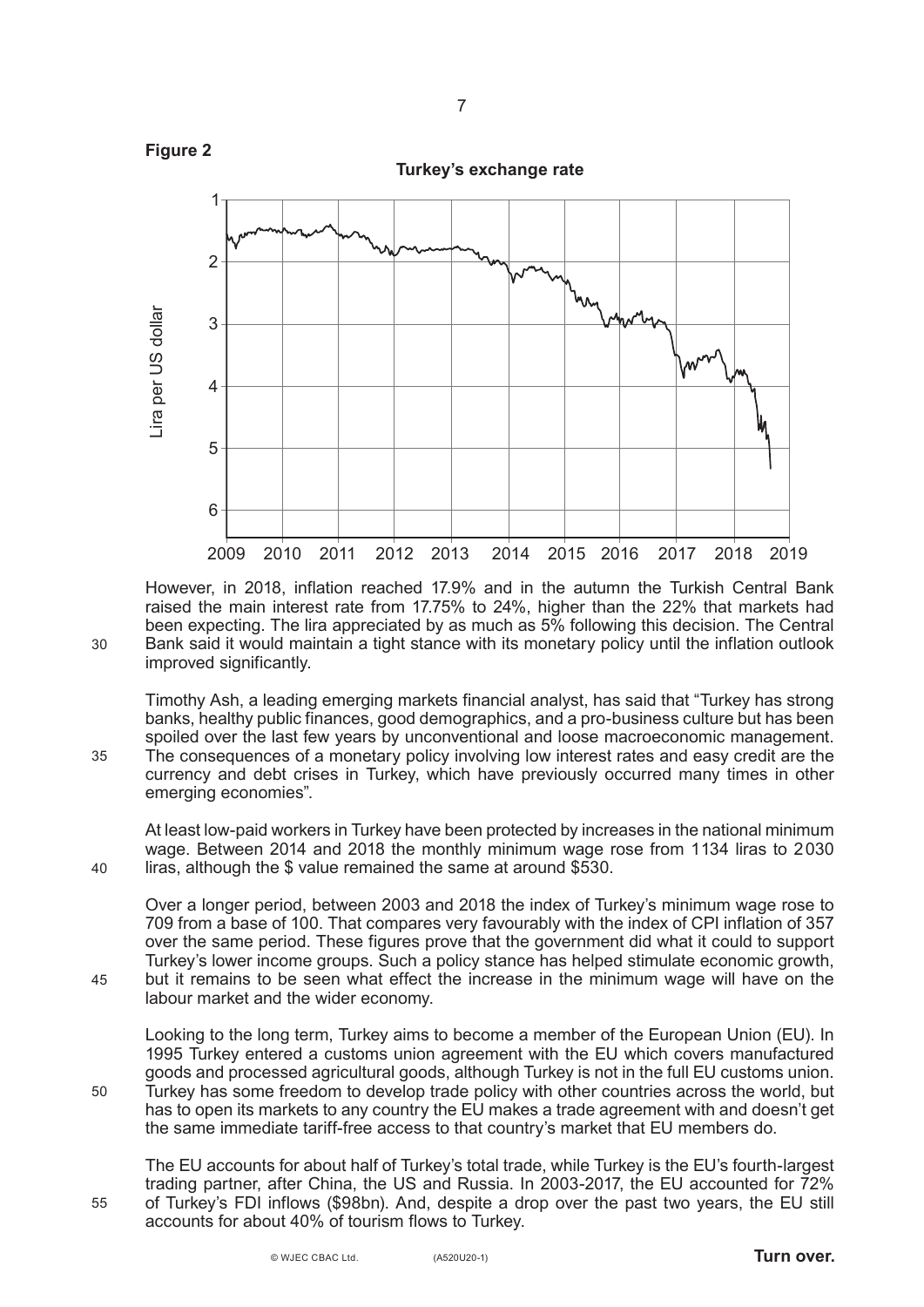**Figure 2**

**Turkey's exchange rate**

However, in 2018, inflation reached 17.9% and in the autumn the Turkish Central Bank raised the main interest rate from 17.75% to 24%, higher than the 22% that markets had been expecting. The lira appreciated by as much as 5% following this decision. The Central Bank said it would maintain a tight stance with its monetary policy until the inflation outlook improved significantly.

Timothy Ash, a leading emerging markets financial analyst, has said that "Turkey has strong banks, healthy public finances, good demographics, and a pro-business culture but has been spoiled over the last few years by unconventional and loose macroeconomic management. The consequences of a monetary policy involving low interest rates and easy credit are the currency and debt crises in Turkey, which have previously occurred many times in other emerging economies".

At least low-paid workers in Turkey have been protected by increases in the national minimum wage. Between 2014 and 2018 the monthly minimum wage rose from 1134 liras to 2030 liras, although the $ value remained the same at around $530.

Over a longer period, between 2003 and 2018 the index of Turkey's minimum wage rose to 709 from a base of 100. That compares very favourably with the index of CPI inflation of 357 over the same period. These figures prove that the government did what it could to support Turkey's lower income groups. Such a policy stance has helped stimulate economic growth, but it remains to be seen what effect the increase in the minimum wage will have on the labour market and the wider economy.

Looking to the long term, Turkey aims to become a member of the European Union (EU). In 1995 Turkey entered a customs union agreement with the EU which covers manufactured goods and processed agricultural goods, although Turkey is not in the full EU customs union. Turkey has some freedom to develop trade policy with other countries across the world, but has to open its markets to any country the EU makes a trade agreement with and doesn't get the same immediate tariff-free access to that country's market that EU members do.

The EU accounts for about half of Turkey's total trade, while Turkey is the EU's fourth-largest trading partner, after China, the US and Russia. In 2003-2017, the EU accounted for 72% of Turkey's FDI inflows ($98bn). And, despite a drop over the past two years, the EU still accounts for about 40% of tourism flows to Turkey.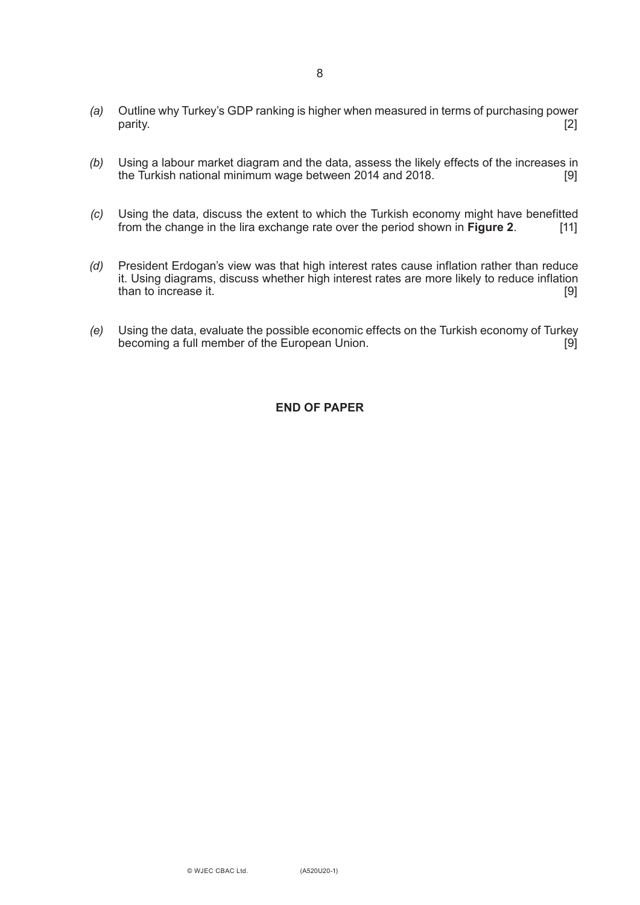*(a)* Outline why Turkey's GDP ranking is higher when measured in terms of purchasing power parity. [2]

*(b)* Using a labour market diagram and the data, assess the likely effects of the increases in the Turkish national minimum wage between 2014 and 2018. [9]

*(c)* Using the data, discuss the extent to which the Turkish economy might have benefitted from the change in the lira exchange rate over the period shown in **Figure 2**. [11]

*(d)* President Erdogan's view was that high interest rates cause inflation rather than reduce it. Using diagrams, discuss whether high interest rates are more likely to reduce inflation than to increase it. [9]

*(e)* Using the data, evaluate the possible economic effects on the Turkish economy of Turkey becoming a full member of the European Union. [9]

**END OF PAPER**